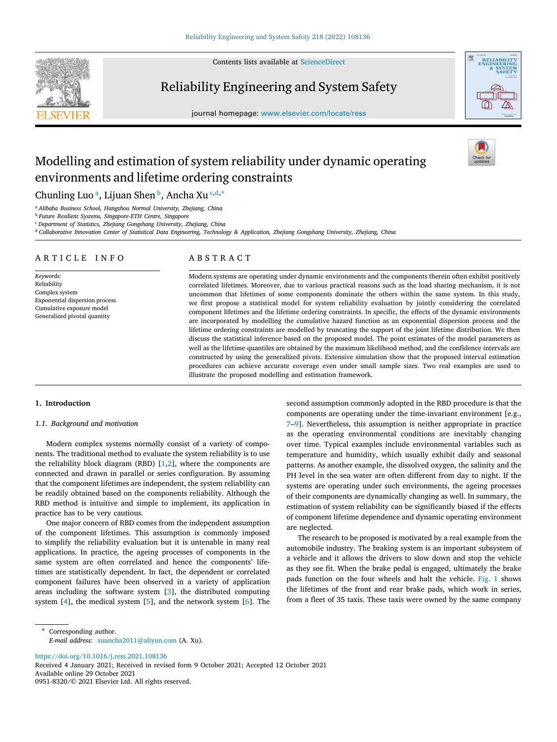# Modelling and estimation of system reliability under dynamic operating environments and lifetime ordering constraints

Chunling Luo [a], Lijuan Shen [b], Ancha Xu [c,d,*]

[a] Alibaba Business School, Hangzhou Normal University, Zhejiang, China
[b] Future Resilient Systems, Singapore-ETH Centre, Singapore
[c] Department of Statistics, Zhejiang Gongshang University, Zhejiang, China
[d] Collaborative Innovation Center of Statistical Data Engineering, Technology & Application, Zhejiang Gongshang University, Zhejiang, China

## ARTICLE INFO

*Keywords:*
Reliability
Complex system
Exponential dispersion process
Cumulative exposure model
Generalized pivotal quantity

## ABSTRACT

Modern systems are operating under dynamic environments and the components therein often exhibit positively correlated lifetimes. Moreover, due to various practical reasons such as the load sharing mechanism, it is not uncommon that lifetimes of some components dominate the others within the same system. In this study, we first propose a statistical model for system reliability evaluation by jointly considering the correlated component lifetimes and the lifetime ordering constraints. In specific, the effects of the dynamic environments are incorporated by modelling the cumulative hazard function as an exponential dispersion process and the lifetime ordering constraints are modelled by truncating the support of the joint lifetime distribution. We then discuss the statistical inference based on the proposed model. The point estimates of the model parameters as well as the lifetime quantiles are obtained by the maximum likelihood method, and the confidence intervals are constructed by using the generalized pivots. Extensive simulation show that the proposed interval estimation procedures can achieve accurate coverage even under small sample sizes. Two real examples are used to illustrate the proposed modelling and estimation framework.

## 1. Introduction

### 1.1. Background and motivation

Modern complex systems normally consist of a variety of components. The traditional method to evaluate the system reliability is to use the reliability block diagram (RBD) [1,2], where the components are connected and drawn in parallel or series configuration. By assuming that the component lifetimes are independent, the system reliability can be readily obtained based on the components reliability. Although the RBD method is intuitive and simple to implement, its application in practice has to be very cautious.

One major concern of RBD comes from the independent assumption of the component lifetimes. This assumption is commonly imposed to simplify the reliability evaluation but it is untenable in many real applications. In practice, the ageing processes of components in the same system are often correlated and hence the components' lifetimes are statistically dependent. In fact, the dependent or correlated component failures have been observed in a variety of application areas including the software system [3], the distributed computing system [4], the medical system [5], and the network system [6]. The second assumption commonly adopted in the RBD procedure is that the components are operating under the time-invariant environment [e.g., 7–9]. Nevertheless, this assumption is neither appropriate in practice as the operating environmental conditions are inevitably changing over time. Typical examples include environmental variables such as temperature and humidity, which usually exhibit daily and seasonal patterns. As another example, the dissolved oxygen, the salinity and the PH level in the sea water are often different from day to night. If the systems are operating under such environments, the ageing processes of their components are dynamically changing as well. In summary, the estimation of system reliability can be significantly biased if the effects of component lifetime dependence and dynamic operating environment are neglected.

The research to be proposed is motivated by a real example from the automobile industry. The braking system is an important subsystem of a vehicle and it allows the drivers to slow down and stop the vehicle as they see fit. When the brake pedal is engaged, ultimately the brake pads function on the four wheels and halt the vehicle. Fig. 1 shows the lifetimes of the front and rear brake pads, which work in series, from a fleet of 35 taxis. These taxis were owned by the same company

---

\* Corresponding author.
*E-mail address:* xuancha2011@aliyun.com (A. Xu).

https://doi.org/10.1016/j.ress.2021.108136
Received 4 January 2021; Received in revised form 9 October 2021; Accepted 12 October 2021
Available online 29 October 2021
0951-8320/© 2021 Elsevier Ltd. All rights reserved.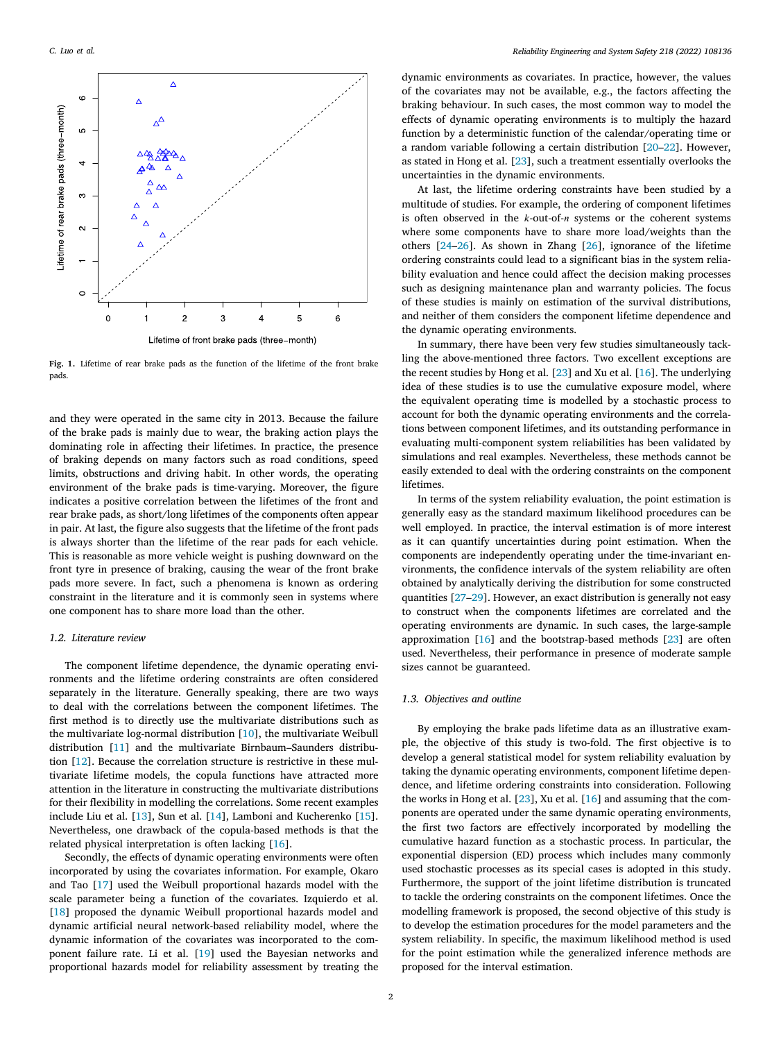Fig. 1. Lifetime of rear brake pads as the function of the lifetime of the front brake pads.

and they were operated in the same city in 2013. Because the failure of the brake pads is mainly due to wear, the braking action plays the dominating role in affecting their lifetimes. In practice, the presence of braking depends on many factors such as road conditions, speed limits, obstructions and driving habit. In other words, the operating environment of the brake pads is time-varying. Moreover, the figure indicates a positive correlation between the lifetimes of the front and rear brake pads, as short/long lifetimes of the components often appear in pair. At last, the figure also suggests that the lifetime of the front pads is always shorter than the lifetime of the rear pads for each vehicle. This is reasonable as more vehicle weight is pushing downward on the front tyre in presence of braking, causing the wear of the front brake pads more severe. In fact, such a phenomena is known as ordering constraint in the literature and it is commonly seen in systems where one component has to share more load than the other.

### 1.2. Literature review

The component lifetime dependence, the dynamic operating environments and the lifetime ordering constraints are often considered separately in the literature. Generally speaking, there are two ways to deal with the correlations between the component lifetimes. The first method is to directly use the multivariate distributions such as the multivariate log-normal distribution [10], the multivariate Weibull distribution [11] and the multivariate Birnbaum–Saunders distribution [12]. Because the correlation structure is restrictive in these multivariate lifetime models, the copula functions have attracted more attention in the literature in constructing the multivariate distributions for their flexibility in modelling the correlations. Some recent examples include Liu et al. [13], Sun et al. [14], Lamboni and Kucherenko [15]. Nevertheless, one drawback of the copula-based methods is that the related physical interpretation is often lacking [16].

Secondly, the effects of dynamic operating environments were often incorporated by using the covariates information. For example, Okaro and Tao [17] used the Weibull proportional hazards model with the scale parameter being a function of the covariates. Izquierdo et al. [18] proposed the dynamic Weibull proportional hazards model and dynamic artificial neural network-based reliability model, where the dynamic information of the covariates was incorporated to the component failure rate. Li et al. [19] used the Bayesian networks and proportional hazards model for reliability assessment by treating the dynamic environments as covariates. In practice, however, the values of the covariates may not be available, e.g., the factors affecting the braking behaviour. In such cases, the most common way to model the effects of dynamic operating environments is to multiply the hazard function by a deterministic function of the calendar/operating time or a random variable following a certain distribution [20–22]. However, as stated in Hong et al. [23], such a treatment essentially overlooks the uncertainties in the dynamic environments.

At last, the lifetime ordering constraints have been studied by a multitude of studies. For example, the ordering of component lifetimes is often observed in the $k$-out-of-$n$ systems or the coherent systems where some components have to share more load/weights than the others [24–26]. As shown in Zhang [26], ignorance of the lifetime ordering constraints could lead to a significant bias in the system reliability evaluation and hence could affect the decision making processes such as designing maintenance plan and warranty policies. The focus of these studies is mainly on estimation of the survival distributions, and neither of them considers the component lifetime dependence and the dynamic operating environments.

In summary, there have been very few studies simultaneously tackling the above-mentioned three factors. Two excellent exceptions are the recent studies by Hong et al. [23] and Xu et al. [16]. The underlying idea of these studies is to use the cumulative exposure model, where the equivalent operating time is modelled by a stochastic process to account for both the dynamic operating environments and the correlations between component lifetimes, and its outstanding performance in evaluating multi-component system reliabilities has been validated by simulations and real examples. Nevertheless, these methods cannot be easily extended to deal with the ordering constraints on the component lifetimes.

In terms of the system reliability evaluation, the point estimation is generally easy as the standard maximum likelihood procedures can be well employed. In practice, the interval estimation is of more interest as it can quantify uncertainties during point estimation. When the components are independently operating under the time-invariant environments, the confidence intervals of the system reliability are often obtained by analytically deriving the distribution for some constructed quantities [27–29]. However, an exact distribution is generally not easy to construct when the components lifetimes are correlated and the operating environments are dynamic. In such cases, the large-sample approximation [16] and the bootstrap-based methods [23] are often used. Nevertheless, their performance in presence of moderate sample sizes cannot be guaranteed.

### 1.3. Objectives and outline

By employing the brake pads lifetime data as an illustrative example, the objective of this study is two-fold. The first objective is to develop a general statistical model for system reliability evaluation by taking the dynamic operating environments, component lifetime dependence, and lifetime ordering constraints into consideration. Following the works in Hong et al. [23], Xu et al. [16] and assuming that the components are operated under the same dynamic operating environments, the first two factors are effectively incorporated by modelling the cumulative hazard function as a stochastic process. In particular, the exponential dispersion (ED) process which includes many commonly used stochastic processes as its special cases is adopted in this study. Furthermore, the support of the joint lifetime distribution is truncated to tackle the ordering constraints on the component lifetimes. Once the modelling framework is proposed, the second objective of this study is to develop the estimation procedures for the model parameters and the system reliability. In specific, the maximum likelihood method is used for the point estimation while the generalized inference methods are proposed for the interval estimation.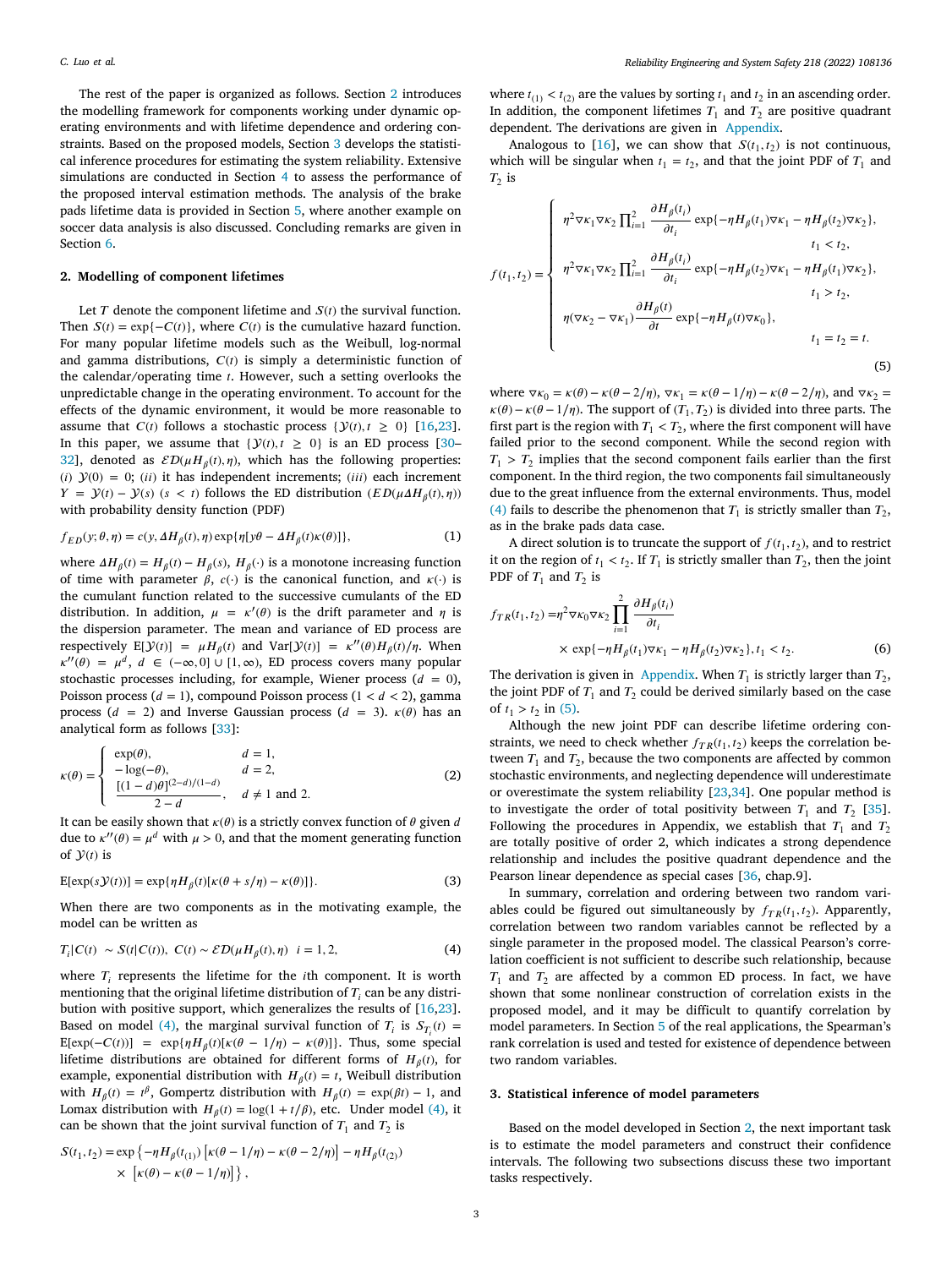The rest of the paper is organized as follows. Section 2 introduces the modelling framework for components working under dynamic operating environments and with lifetime dependence and ordering constraints. Based on the proposed models, Section 3 develops the statistical inference procedures for estimating the system reliability. Extensive simulations are conducted in Section 4 to assess the performance of the proposed interval estimation methods. The analysis of the brake pads lifetime data is provided in Section 5, where another example on soccer data analysis is also discussed. Concluding remarks are given in Section 6.

## 2. Modelling of component lifetimes

Let $T$ denote the component lifetime and $S(t)$ the survival function. Then $S(t) = \exp\{-C(t)\}$, where $C(t)$ is the cumulative hazard function. For many popular lifetime models such as the Weibull, log-normal and gamma distributions, $C(t)$ is simply a deterministic function of the calendar/operating time $t$. However, such a setting overlooks the unpredictable change in the operating environment. To account for the effects of the dynamic environment, it would be more reasonable to assume that $C(t)$ follows a stochastic process $\{\mathcal{Y}(t), t \geq 0\}$ [16,23]. In this paper, we assume that $\{\mathcal{Y}(t), t \geq 0\}$ is an ED process [30–32], denoted as $\mathcal{ED}(\mu H_\beta(t), \eta)$, which has the following properties: (*i*) $\mathcal{Y}(0) = 0$; (*ii*) it has independent increments; (*iii*) each increment $Y = \mathcal{Y}(t) - \mathcal{Y}(s)$ $(s < t)$ follows the ED distribution $(ED(\mu \Delta H_\beta(t), \eta))$ with probability density function (PDF)

$$f_{ED}(y; \theta, \eta) = c(y, \Delta H_\beta(t), \eta) \exp\{\eta[y\theta - \Delta H_\beta(t)\kappa(\theta)]\}, \tag{1}$$

where $\Delta H_\beta(t) = H_\beta(t) - H_\beta(s)$, $H_\beta(\cdot)$ is a monotone increasing function of time with parameter $\beta$, $c(\cdot)$ is the canonical function, and $\kappa(\cdot)$ is the cumulant function related to the successive cumulants of the ED distribution. In addition, $\mu = \kappa'(\theta)$ is the drift parameter and $\eta$ is the dispersion parameter. The mean and variance of ED process are respectively $\mathrm{E}[\mathcal{Y}(t)] = \mu H_\beta(t)$ and $\mathrm{Var}[\mathcal{Y}(t)] = \kappa''(\theta) H_\beta(t)/\eta$. When $\kappa''(\theta) = \mu^d$, $d \in (-\infty, 0] \cup [1, \infty)$, ED process covers many popular stochastic processes including, for example, Wiener process $(d = 0)$, Poisson process $(d = 1)$, compound Poisson process $(1 < d < 2)$, gamma process $(d = 2)$ and Inverse Gaussian process $(d = 3)$. $\kappa(\theta)$ has an analytical form as follows [33]:

$$\kappa(\theta) = \begin{cases} \exp(\theta), & d = 1, \\ -\log(-\theta), & d = 2, \\ \dfrac{[(1-d)\theta]^{(2-d)/(1-d)}}{2-d}, & d \neq 1 \text{ and } 2. \end{cases} \tag{2}$$

It can be easily shown that $\kappa(\theta)$ is a strictly convex function of $\theta$ given $d$ due to $\kappa''(\theta) = \mu^d$ with $\mu > 0$, and that the moment generating function of $\mathcal{Y}(t)$ is

$$\mathrm{E}[\exp(s\mathcal{Y}(t))] = \exp\{\eta H_\beta(t)[\kappa(\theta + s/\eta) - \kappa(\theta)]\}. \tag{3}$$

When there are two components as in the motivating example, the model can be written as

$$T_i | C(t) \sim S(t|C(t)),\ C(t) \sim \mathcal{ED}(\mu H_\beta(t), \eta) \quad i = 1, 2, \tag{4}$$

where $T_i$ represents the lifetime for the $i$th component. It is worth mentioning that the original lifetime distribution of $T_i$ can be any distribution with positive support, which generalizes the results of [16,23]. Based on model (4), the marginal survival function of $T_i$ is $S_{T_i}(t) = \mathrm{E}[\exp(-C(t))] = \exp\{\eta H_\beta(t)[\kappa(\theta - 1/\eta) - \kappa(\theta)]\}$. Thus, some special lifetime distributions are obtained for different forms of $H_\beta(t)$, for example, exponential distribution with $H_\beta(t) = t$, Weibull distribution with $H_\beta(t) = t^\beta$, Gompertz distribution with $H_\beta(t) = \exp(\beta t) - 1$, and Lomax distribution with $H_\beta(t) = \log(1 + t/\beta)$, etc. Under model (4), it can be shown that the joint survival function of $T_1$ and $T_2$ is

$$\begin{aligned} S(t_1, t_2) = \exp\Big\{ & -\eta H_\beta(t_{(1)}) \left[\kappa(\theta - 1/\eta) - \kappa(\theta - 2/\eta)\right] - \eta H_\beta(t_{(2)}) \\ & \times \left[\kappa(\theta) - \kappa(\theta - 1/\eta)\right] \Big\}, \end{aligned}$$

where $t_{(1)} < t_{(2)}$ are the values by sorting $t_1$ and $t_2$ in an ascending order. In addition, the component lifetimes $T_1$ and $T_2$ are positive quadrant dependent. The derivations are given in Appendix.

Analogous to [16], we can show that $S(t_1, t_2)$ is not continuous, which will be singular when $t_1 = t_2$, and that the joint PDF of $T_1$ and $T_2$ is

$$f(t_1, t_2) = \begin{cases} \eta^2 \nabla\kappa_1 \nabla\kappa_2 \prod_{i=1}^2 \dfrac{\partial H_\beta(t_i)}{\partial t_i} \exp\{-\eta H_\beta(t_1)\nabla\kappa_1 - \eta H_\beta(t_2)\nabla\kappa_2\}, & t_1 < t_2, \\ \eta^2 \nabla\kappa_1 \nabla\kappa_2 \prod_{i=1}^2 \dfrac{\partial H_\beta(t_i)}{\partial t_i} \exp\{-\eta H_\beta(t_2)\nabla\kappa_1 - \eta H_\beta(t_1)\nabla\kappa_2\}, & t_1 > t_2, \\ \eta(\nabla\kappa_2 - \nabla\kappa_1) \dfrac{\partial H_\beta(t)}{\partial t} \exp\{-\eta H_\beta(t)\nabla\kappa_0\}, & t_1 = t_2 = t. \end{cases} \tag{5}$$

where $\nabla\kappa_0 = \kappa(\theta) - \kappa(\theta - 2/\eta)$, $\nabla\kappa_1 = \kappa(\theta - 1/\eta) - \kappa(\theta - 2/\eta)$, and $\nabla\kappa_2 = \kappa(\theta) - \kappa(\theta - 1/\eta)$. The support of $(T_1, T_2)$ is divided into three parts. The first part is the region with $T_1 < T_2$, where the first component will have failed prior to the second component. While the second region with $T_1 > T_2$ implies that the second component fails earlier than the first component. In the third region, the two components fail simultaneously due to the great influence from the external environments. Thus, model (4) fails to describe the phenomenon that $T_1$ is strictly smaller than $T_2$, as in the brake pads data case.

A direct solution is to truncate the support of $f(t_1, t_2)$, and to restrict it on the region of $t_1 < t_2$. If $T_1$ is strictly smaller than $T_2$, then the joint PDF of $T_1$ and $T_2$ is

$$\begin{aligned} f_{TR}(t_1, t_2) = & \eta^2 \nabla\kappa_0 \nabla\kappa_2 \prod_{i=1}^2 \frac{\partial H_\beta(t_i)}{\partial t_i} \\ & \times \exp\{-\eta H_\beta(t_1)\nabla\kappa_1 - \eta H_\beta(t_2)\nabla\kappa_2\}, t_1 < t_2. \end{aligned} \tag{6}$$

The derivation is given in Appendix. When $T_1$ is strictly larger than $T_2$, the joint PDF of $T_1$ and $T_2$ could be derived similarly based on the case of $t_1 > t_2$ in (5).

Although the new joint PDF can describe lifetime ordering constraints, we need to check whether $f_{TR}(t_1, t_2)$ keeps the correlation between $T_1$ and $T_2$, because the two components are affected by common stochastic environments, and neglecting dependence will underestimate or overestimate the system reliability [23,34]. One popular method is to investigate the order of total positivity between $T_1$ and $T_2$ [35]. Following the procedures in Appendix, we establish that $T_1$ and $T_2$ are totally positive of order 2, which indicates a strong dependence relationship and includes the positive quadrant dependence and the Pearson linear dependence as special cases [36, chap.9].

In summary, correlation and ordering between two random variables could be figured out simultaneously by $f_{TR}(t_1, t_2)$. Apparently, correlation between two random variables cannot be reflected by a single parameter in the proposed model. The classical Pearson's correlation coefficient is not sufficient to describe such relationship, because $T_1$ and $T_2$ are affected by a common ED process. In fact, we have shown that some nonlinear construction of correlation exists in the proposed model, and it may be difficult to quantify correlation by model parameters. In Section 5 of the real applications, the Spearman's rank correlation is used and tested for existence of dependence between two random variables.

## 3. Statistical inference of model parameters

Based on the model developed in Section 2, the next important task is to estimate the model parameters and construct their confidence intervals. The following two subsections discuss these two important tasks respectively.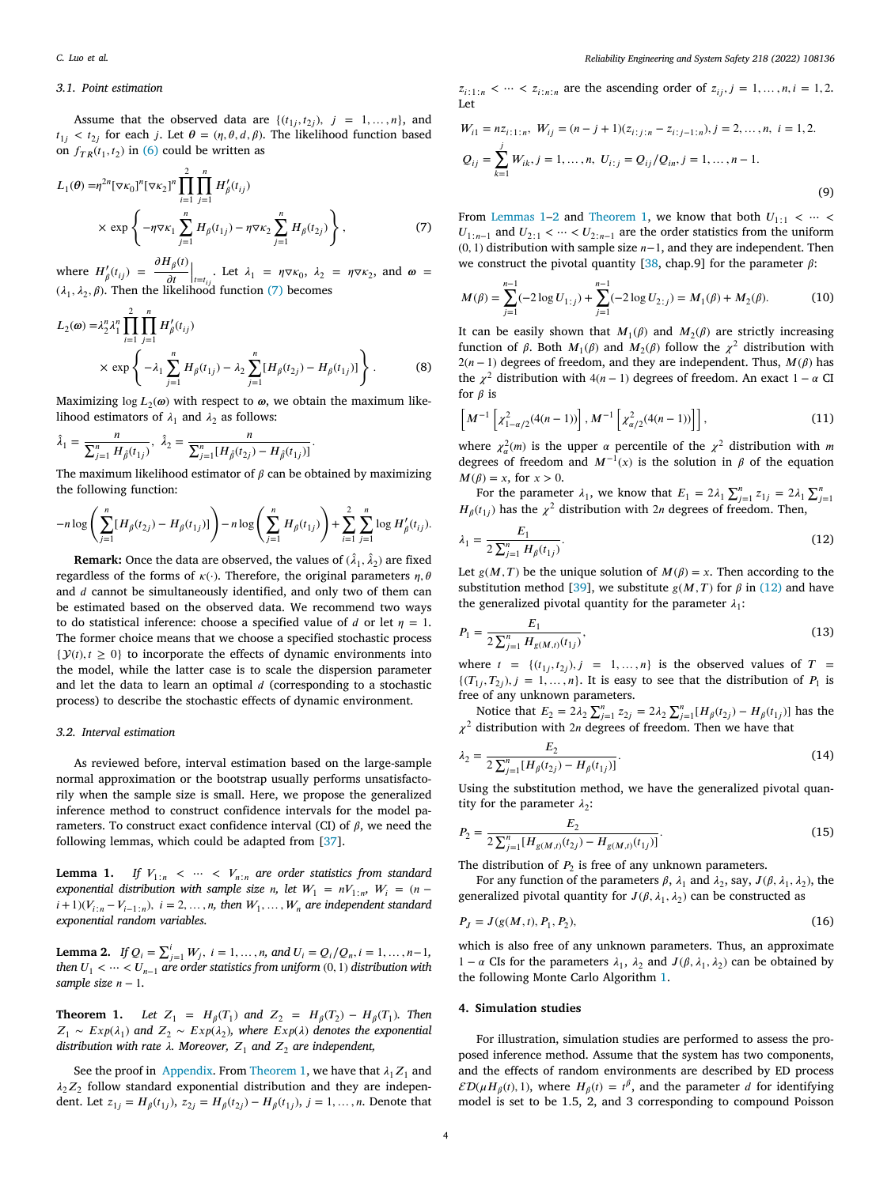### 3.1. Point estimation

Assume that the observed data are $\{(t_{1j}, t_{2j}),\ j = 1, \ldots, n\}$, and $t_{1j} < t_{2j}$ for each $j$. Let $\theta = (\eta, \theta, d, \beta)$. The likelihood function based on $f_{TR}(t_1, t_2)$ in (6) could be written as

$$L_1(\theta) = \eta^{2n}[\nabla\kappa_0]^n[\nabla\kappa_2]^n \prod_{i=1}^{2}\prod_{j=1}^{n} H'_\beta(t_{ij}) \times \exp\left\{-\eta\nabla\kappa_1 \sum_{j=1}^{n} H_\beta(t_{1j}) - \eta\nabla\kappa_2 \sum_{j=1}^{n} H_\beta(t_{2j})\right\}, \tag{7}$$

where $H'_\beta(t_{ij}) = \frac{\partial H_\beta(t)}{\partial t}\Big|_{t=t_{ij}}$. Let $\lambda_1 = \eta\nabla\kappa_0$, $\lambda_2 = \eta\nabla\kappa_2$, and $\omega = (\lambda_1, \lambda_2, \beta)$. Then the likelihood function (7) becomes

$$L_2(\omega) = \lambda_2^n\lambda_1^n \prod_{i=1}^{2}\prod_{j=1}^{n} H'_\beta(t_{ij}) \times \exp\left\{-\lambda_1 \sum_{j=1}^{n} H_\beta(t_{1j}) - \lambda_2 \sum_{j=1}^{n}[H_\beta(t_{2j}) - H_\beta(t_{1j})]\right\}. \tag{8}$$

Maximizing $\log L_2(\omega)$ with respect to $\omega$, we obtain the maximum likelihood estimators of $\lambda_1$ and $\lambda_2$ as follows:

$$\hat{\lambda}_1 = \frac{n}{\sum_{j=1}^{n} H_{\hat{\beta}}(t_{1j})},\ \hat{\lambda}_2 = \frac{n}{\sum_{j=1}^{n}[H_{\hat{\beta}}(t_{2j}) - H_{\hat{\beta}}(t_{1j})]}.$$

The maximum likelihood estimator of $\beta$ can be obtained by maximizing the following function:

$$-n\log\left(\sum_{j=1}^{n}[H_\beta(t_{2j}) - H_\beta(t_{1j})]\right) - n\log\left(\sum_{j=1}^{n} H_\beta(t_{1j})\right) + \sum_{i=1}^{2}\sum_{j=1}^{n}\log H'_\beta(t_{ij}).$$

**Remark:** Once the data are observed, the values of $(\hat{\lambda}_1, \hat{\lambda}_2)$ are fixed regardless of the forms of $\kappa(\cdot)$. Therefore, the original parameters $\eta, \theta$ and $d$ cannot be simultaneously identified, and only two of them can be estimated based on the observed data. We recommend two ways to do statistical inference: choose a specified value of $d$ or let $\eta = 1$. The former choice means that we choose a specified stochastic process $\{\mathcal{Y}(t), t \geq 0\}$ to incorporate the effects of dynamic environments into the model, while the latter case is to scale the dispersion parameter and let the data to learn an optimal $d$ (corresponding to a stochastic process) to describe the stochastic effects of dynamic environment.

### 3.2. Interval estimation

As reviewed before, interval estimation based on the large-sample normal approximation or the bootstrap usually performs unsatisfactorily when the sample size is small. Here, we propose the generalized inference method to construct confidence intervals for the model parameters. To construct exact confidence interval (CI) of $\beta$, we need the following lemmas, which could be adapted from [37].

**Lemma 1.** *If $V_{1:n} < \cdots < V_{n:n}$ are order statistics from standard exponential distribution with sample size $n$, let $W_1 = nV_{1:n}$, $W_i = (n - i + 1)(V_{i:n} - V_{i-1:n})$, $i = 2, \ldots, n$, then $W_1, \ldots, W_n$ are independent standard exponential random variables.*

**Lemma 2.** *If $Q_i = \sum_{j=1}^{i} W_j$, $i = 1, \ldots, n$, and $U_i = Q_i/Q_n, i = 1, \ldots, n-1$, then $U_1 < \cdots < U_{n-1}$ are order statistics from uniform $(0, 1)$ distribution with sample size $n - 1$.*

**Theorem 1.** *Let $Z_1 = H_\beta(T_1)$ and $Z_2 = H_\beta(T_2) - H_\beta(T_1)$. Then $Z_1 \sim Exp(\lambda_1)$ and $Z_2 \sim Exp(\lambda_2)$, where $Exp(\lambda)$ denotes the exponential distribution with rate $\lambda$. Moreover, $Z_1$ and $Z_2$ are independent,*

See the proof in Appendix. From Theorem 1, we have that $\lambda_1 Z_1$ and $\lambda_2 Z_2$ follow standard exponential distribution and they are independent. Let $z_{1j} = H_\beta(t_{1j})$, $z_{2j} = H_\beta(t_{2j}) - H_\beta(t_{1j})$, $j = 1, \ldots, n$. Denote that $z_{i:1:n} < \cdots < z_{i:n:n}$ are the ascending order of $z_{ij}, j = 1, \ldots, n, i = 1, 2$. Let

$$W_{i1} = nz_{i:1:n},\ W_{ij} = (n - j + 1)(z_{i:j:n} - z_{i:j-1:n}), j = 2, \ldots, n,\ i = 1, 2.$$

$$Q_{ij} = \sum_{k=1}^{j} W_{ik}, j = 1, \ldots, n,\ U_{i:j} = Q_{ij}/Q_{in}, j = 1, \ldots, n-1. \tag{9}$$

From Lemmas 1–2 and Theorem 1, we know that both $U_{1:1} < \cdots < U_{1:n-1}$ and $U_{2:1} < \cdots < U_{2:n-1}$ are the order statistics from the uniform $(0, 1)$ distribution with sample size $n-1$, and they are independent. Then we construct the pivotal quantity [38, chap.9] for the parameter $\beta$:

$$M(\beta) = \sum_{j=1}^{n-1}(-2\log U_{1:j}) + \sum_{j=1}^{n-1}(-2\log U_{2:j}) = M_1(\beta) + M_2(\beta). \tag{10}$$

It can be easily shown that $M_1(\beta)$ and $M_2(\beta)$ are strictly increasing function of $\beta$. Both $M_1(\beta)$ and $M_2(\beta)$ follow the $\chi^2$ distribution with $2(n-1)$ degrees of freedom, and they are independent. Thus, $M(\beta)$ has the $\chi^2$ distribution with $4(n-1)$ degrees of freedom. An exact $1 - \alpha$ CI for $\beta$ is

$$\left[M^{-1}\left[\chi^2_{1-\alpha/2}(4(n-1))\right], M^{-1}\left[\chi^2_{\alpha/2}(4(n-1))\right]\right], \tag{11}$$

where $\chi^2_\alpha(m)$ is the upper $\alpha$ percentile of the $\chi^2$ distribution with $m$ degrees of freedom and $M^{-1}(x)$ is the solution in $\beta$ of the equation $M(\beta) = x$, for $x > 0$.

For the parameter $\lambda_1$, we know that $E_1 = 2\lambda_1 \sum_{j=1}^{n} z_{1j} = 2\lambda_1 \sum_{j=1}^{n} H_\beta(t_{1j})$ has the $\chi^2$ distribution with $2n$ degrees of freedom. Then,

$$\lambda_1 = \frac{E_1}{2\sum_{j=1}^{n} H_\beta(t_{1j})}. \tag{12}$$

Let $g(M, T)$ be the unique solution of $M(\beta) = x$. Then according to the substitution method [39], we substitute $g(M, T)$ for $\beta$ in (12) and have the generalized pivotal quantity for the parameter $\lambda_1$:

$$P_1 = \frac{E_1}{2\sum_{j=1}^{n} H_{g(M,t)}(t_{1j})}, \tag{13}$$

where $t = \{(t_{1j}, t_{2j}), j = 1, \ldots, n\}$ is the observed values of $T = \{(T_{1j}, T_{2j}), j = 1, \ldots, n\}$. It is easy to see that the distribution of $P_1$ is free of any unknown parameters.

Notice that $E_2 = 2\lambda_2 \sum_{j=1}^{n} z_{2j} = 2\lambda_2 \sum_{j=1}^{n}[H_\beta(t_{2j}) - H_\beta(t_{1j})]$ has the $\chi^2$ distribution with $2n$ degrees of freedom. Then we have that

$$\lambda_2 = \frac{E_2}{2\sum_{j=1}^{n}[H_\beta(t_{2j}) - H_\beta(t_{1j})]}. \tag{14}$$

Using the substitution method, we have the generalized pivotal quantity for the parameter $\lambda_2$:

$$P_2 = \frac{E_2}{2\sum_{j=1}^{n}[H_{g(M,t)}(t_{2j}) - H_{g(M,t)}(t_{1j})]}. \tag{15}$$

The distribution of $P_2$ is free of any unknown parameters.

For any function of the parameters $\beta$, $\lambda_1$ and $\lambda_2$, say, $J(\beta, \lambda_1, \lambda_2)$, the generalized pivotal quantity for $J(\beta, \lambda_1, \lambda_2)$ can be constructed as

$$P_J = J(g(M, t), P_1, P_2), \tag{16}$$

which is also free of any unknown parameters. Thus, an approximate $1 - \alpha$ CIs for the parameters $\lambda_1$, $\lambda_2$ and $J(\beta, \lambda_1, \lambda_2)$ can be obtained by the following Monte Carlo Algorithm 1.

## 4. Simulation studies

For illustration, simulation studies are performed to assess the proposed inference method. Assume that the system has two components, and the effects of random environments are described by ED process $\mathcal{ED}(\mu H_\beta(t), 1)$, where $H_\beta(t) = t^\beta$, and the parameter $d$ for identifying model is set to be 1.5, 2, and 3 corresponding to compound Poisson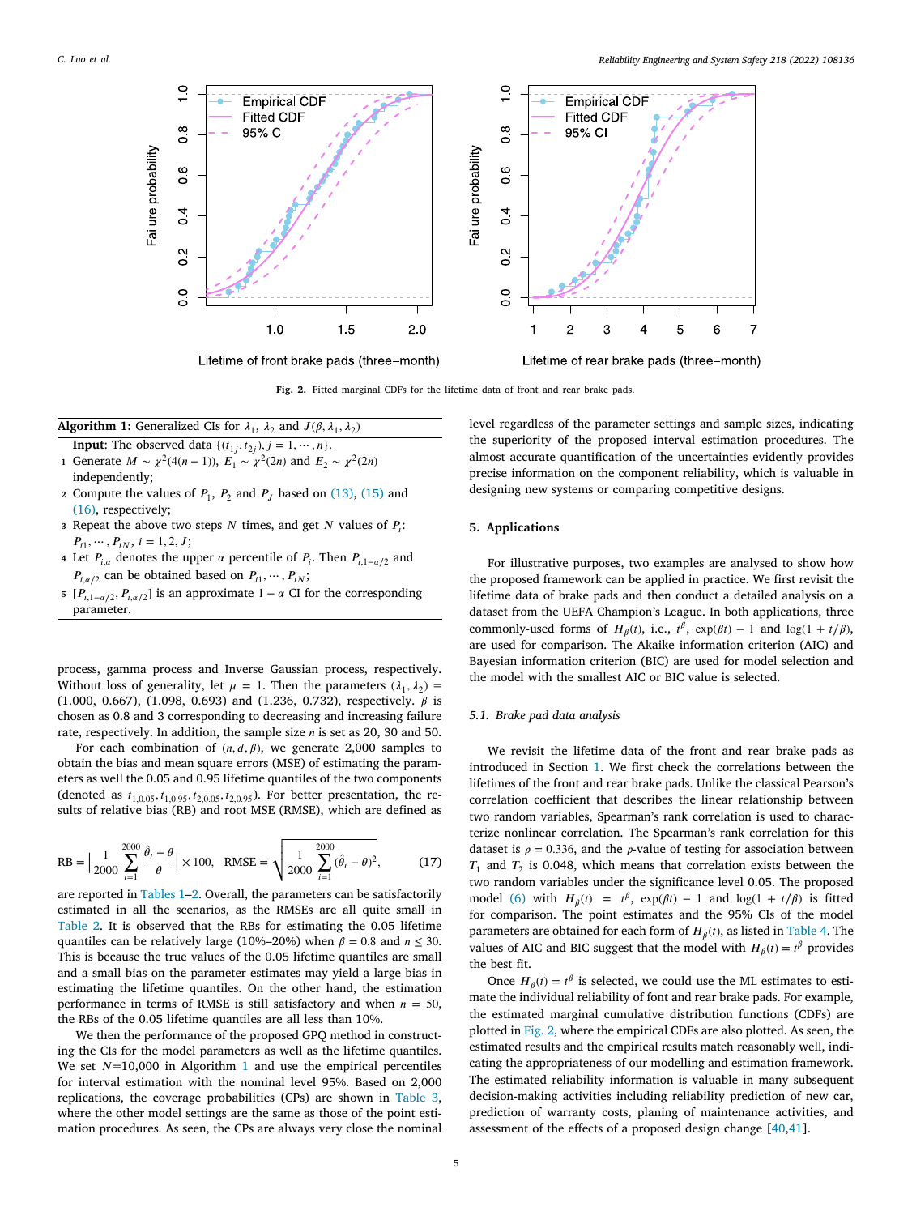Fig. 2. Fitted marginal CDFs for the lifetime data of front and rear brake pads.

**Algorithm 1:** Generalized CIs for $\lambda_1$, $\lambda_2$ and $J(\beta, \lambda_1, \lambda_2)$

**Input**: The observed data $\{(t_{1j}, t_{2j}), j = 1, \cdots, n\}$.

1. Generate $M \sim \chi^2(4(n-1))$, $E_1 \sim \chi^2(2n)$ and $E_2 \sim \chi^2(2n)$ independently;
2. Compute the values of $P_1$, $P_2$ and $P_J$ based on (13), (15) and (16), respectively;
3. Repeat the above two steps $N$ times, and get $N$ values of $P_i$: $P_{i1}, \cdots, P_{iN}$, $i = 1, 2, J$;
4. Let $P_{i,\alpha}$ denotes the upper $\alpha$ percentile of $P_i$. Then $P_{i,1-\alpha/2}$ and $P_{i,\alpha/2}$ can be obtained based on $P_{i1}, \cdots, P_{iN}$;
5. $[P_{i,1-\alpha/2}, P_{i,\alpha/2}]$ is an approximate $1-\alpha$ CI for the corresponding parameter.

process, gamma process and Inverse Gaussian process, respectively. Without loss of generality, let $\mu = 1$. Then the parameters $(\lambda_1, \lambda_2)$ = (1.000, 0.667), (1.098, 0.693) and (1.236, 0.732), respectively. $\beta$ is chosen as 0.8 and 3 corresponding to decreasing and increasing failure rate, respectively. In addition, the sample size $n$ is set as 20, 30 and 50.

For each combination of $(n, d, \beta)$, we generate 2,000 samples to obtain the bias and mean square errors (MSE) of estimating the parameters as well the 0.05 and 0.95 lifetime quantiles of the two components (denoted as $t_{1,0.05}, t_{1,0.95}, t_{2,0.05}, t_{2,0.95}$). For better presentation, the results of relative bias (RB) and root MSE (RMSE), which are defined as

$$\text{RB} = \left| \frac{1}{2000} \sum_{i=1}^{2000} \frac{\hat{\theta}_i - \theta}{\theta} \right| \times 100, \quad \text{RMSE} = \sqrt{\frac{1}{2000} \sum_{i=1}^{2000} (\hat{\theta}_i - \theta)^2}, \tag{17}$$

are reported in Tables 1–2. Overall, the parameters can be satisfactorily estimated in all the scenarios, as the RMSEs are all quite small in Table 2. It is observed that the RBs for estimating the 0.05 lifetime quantiles can be relatively large (10%–20%) when $\beta = 0.8$ and $n \leq 30$. This is because the true values of the 0.05 lifetime quantiles are small and a small bias on the parameter estimates may yield a large bias in estimating the lifetime quantiles. On the other hand, the estimation performance in terms of RMSE is still satisfactory and when $n = 50$, the RBs of the 0.05 lifetime quantiles are all less than 10%.

We then the performance of the proposed GPQ method in constructing the CIs for the model parameters as well as the lifetime quantiles. We set $N$=10,000 in Algorithm 1 and use the empirical percentiles for interval estimation with the nominal level 95%. Based on 2,000 replications, the coverage probabilities (CPs) are shown in Table 3, where the other model settings are the same as those of the point estimation procedures. As seen, the CPs are always very close the nominal level regardless of the parameter settings and sample sizes, indicating the superiority of the proposed interval estimation procedures. The almost accurate quantification of the uncertainties evidently provides precise information on the component reliability, which is valuable in designing new systems or comparing competitive designs.

## 5. Applications

For illustrative purposes, two examples are analysed to show how the proposed framework can be applied in practice. We first revisit the lifetime data of brake pads and then conduct a detailed analysis on a dataset from the UEFA Champion's League. In both applications, three commonly-used forms of $H_\beta(t)$, i.e., $t^\beta$, $\exp(\beta t) - 1$ and $\log(1 + t/\beta)$, are used for comparison. The Akaike information criterion (AIC) and Bayesian information criterion (BIC) are used for model selection and the model with the smallest AIC or BIC value is selected.

### 5.1. Brake pad data analysis

We revisit the lifetime data of the front and rear brake pads as introduced in Section 1. We first check the correlations between the lifetimes of the front and rear brake pads. Unlike the classical Pearson's correlation coefficient that describes the linear relationship between two random variables, Spearman's rank correlation is used to characterize nonlinear correlation. The Spearman's rank correlation for this dataset is $\rho = 0.336$, and the $p$-value of testing for association between $T_1$ and $T_2$ is 0.048, which means that correlation exists between the two random variables under the significance level 0.05. The proposed model (6) with $H_\beta(t) = t^\beta$, $\exp(\beta t) - 1$ and $\log(1 + t/\beta)$ is fitted for comparison. The point estimates and the 95% CIs of the model parameters are obtained for each form of $H_\beta(t)$, as listed in Table 4. The values of AIC and BIC suggest that the model with $H_\beta(t) = t^\beta$ provides the best fit.

Once $H_\beta(t) = t^\beta$ is selected, we could use the ML estimates to estimate the individual reliability of font and rear brake pads. For example, the estimated marginal cumulative distribution functions (CDFs) are plotted in Fig. 2, where the empirical CDFs are also plotted. As seen, the estimated results and the empirical results match reasonably well, indicating the appropriateness of our modelling and estimation framework. The estimated reliability information is valuable in many subsequent decision-making activities including reliability prediction of new car, prediction of warranty costs, planing of maintenance activities, and assessment of the effects of a proposed design change [40,41].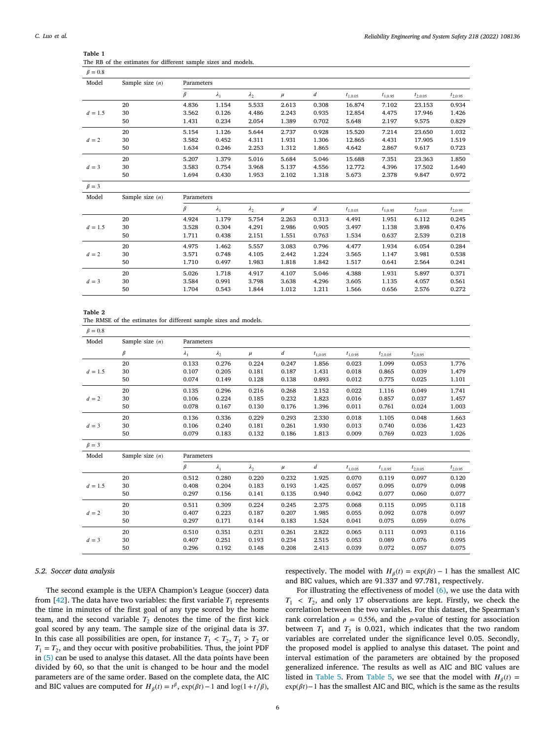**Table 1**
The RB of the estimates for different sample sizes and models.

| $\beta = 0.8$ | | | | | | | | | | |
|---|---|---|---|---|---|---|---|---|---|---|
| Model | Sample size ($n$) | Parameters | | | | | | | | |
| | | $\beta$ | $\lambda_1$ | $\lambda_2$ | $\mu$ | $d$ | $t_{1,0.05}$ | $t_{1,0.95}$ | $t_{2,0.05}$ | $t_{2,0.95}$ |
| $d = 1.5$ | 20 | 4.836 | 1.154 | 5.533 | 2.613 | 0.308 | 16.874 | 7.102 | 23.153 | 0.934 |
| | 30 | 3.562 | 0.126 | 4.486 | 2.243 | 0.935 | 12.854 | 4.475 | 17.946 | 1.426 |
| | 50 | 1.431 | 0.234 | 2.054 | 1.389 | 0.702 | 5.648 | 2.197 | 9.575 | 0.829 |
| $d = 2$ | 20 | 5.154 | 1.126 | 5.644 | 2.737 | 0.928 | 15.520 | 7.214 | 23.650 | 1.032 |
| | 30 | 3.582 | 0.452 | 4.311 | 1.931 | 1.306 | 12.865 | 4.431 | 17.905 | 1.519 |
| | 50 | 1.634 | 0.246 | 2.253 | 1.312 | 1.865 | 4.642 | 2.867 | 9.617 | 0.723 |
| $d = 3$ | 20 | 5.207 | 1.379 | 5.016 | 5.684 | 5.046 | 15.688 | 7.351 | 23.363 | 1.850 |
| | 30 | 3.583 | 0.754 | 3.968 | 5.137 | 4.556 | 12.772 | 4.396 | 17.502 | 1.640 |
| | 50 | 1.694 | 0.430 | 1.953 | 2.102 | 1.318 | 5.673 | 2.378 | 9.847 | 0.972 |
| $\beta = 3$ | | | | | | | | | | |
| Model | Sample size ($n$) | Parameters | | | | | | | | |
| | | $\beta$ | $\lambda_1$ | $\lambda_2$ | $\mu$ | $d$ | $t_{1,0.05}$ | $t_{1,0.95}$ | $t_{2,0.05}$ | $t_{2,0.95}$ |
| $d = 1.5$ | 20 | 4.924 | 1.179 | 5.754 | 2.263 | 0.313 | 4.491 | 1.951 | 6.112 | 0.245 |
| | 30 | 3.528 | 0.304 | 4.291 | 2.986 | 0.905 | 3.497 | 1.138 | 3.898 | 0.476 |
| | 50 | 1.711 | 0.438 | 2.151 | 1.551 | 0.763 | 1.534 | 0.637 | 2.539 | 0.218 |
| $d = 2$ | 20 | 4.975 | 1.462 | 5.557 | 3.083 | 0.796 | 4.477 | 1.934 | 6.054 | 0.284 |
| | 30 | 3.571 | 0.748 | 4.105 | 2.442 | 1.224 | 3.565 | 1.147 | 3.981 | 0.538 |
| | 50 | 1.710 | 0.497 | 1.983 | 1.818 | 1.842 | 1.517 | 0.641 | 2.564 | 0.241 |
| $d = 3$ | 20 | 5.026 | 1.718 | 4.917 | 4.107 | 5.046 | 4.388 | 1.931 | 5.897 | 0.371 |
| | 30 | 3.584 | 0.991 | 3.798 | 3.638 | 4.296 | 3.605 | 1.135 | 4.057 | 0.561 |
| | 50 | 1.704 | 0.543 | 1.844 | 1.012 | 1.211 | 1.566 | 0.656 | 2.576 | 0.272 |

**Table 2**
The RMSE of the estimates for different sample sizes and models.

| $\beta = 0.8$ | | | | | | | | | | |
|---|---|---|---|---|---|---|---|---|---|---|
| Model | Sample size ($n$) | Parameters | | | | | | | | |
| | $\beta$ | $\lambda_1$ | $\lambda_2$ | $\mu$ | $d$ | $t_{1,0.05}$ | $t_{1,0.95}$ | $t_{2,0.05}$ | $t_{2,0.95}$ | |
| $d = 1.5$ | 20 | 0.133 | 0.276 | 0.224 | 0.247 | 1.856 | 0.023 | 1.099 | 0.053 | 1.776 |
| | 30 | 0.107 | 0.205 | 0.181 | 0.187 | 1.431 | 0.018 | 0.865 | 0.039 | 1.479 |
| | 50 | 0.074 | 0.149 | 0.128 | 0.138 | 0.893 | 0.012 | 0.775 | 0.025 | 1.101 |
| $d = 2$ | 20 | 0.135 | 0.296 | 0.216 | 0.268 | 2.152 | 0.022 | 1.116 | 0.049 | 1.741 |
| | 30 | 0.106 | 0.224 | 0.185 | 0.232 | 1.823 | 0.016 | 0.857 | 0.037 | 1.457 |
| | 50 | 0.078 | 0.167 | 0.130 | 0.176 | 1.396 | 0.011 | 0.761 | 0.024 | 1.003 |
| $d = 3$ | 20 | 0.136 | 0.336 | 0.229 | 0.293 | 2.330 | 0.018 | 1.105 | 0.048 | 1.663 |
| | 30 | 0.106 | 0.240 | 0.181 | 0.261 | 1.930 | 0.013 | 0.740 | 0.036 | 1.423 |
| | 50 | 0.079 | 0.183 | 0.132 | 0.186 | 1.813 | 0.009 | 0.769 | 0.023 | 1.026 |
| $\beta = 3$ | | | | | | | | | | |
| Model | Sample size ($n$) | Parameters | | | | | | | | |
| | | $\beta$ | $\lambda_1$ | $\lambda_2$ | $\mu$ | $d$ | $t_{1,0.05}$ | $t_{1,0.95}$ | $t_{2,0.05}$ | $t_{2,0.95}$ |
| $d = 1.5$ | 20 | 0.512 | 0.280 | 0.220 | 0.232 | 1.925 | 0.070 | 0.119 | 0.097 | 0.120 |
| | 30 | 0.408 | 0.204 | 0.183 | 0.193 | 1.425 | 0.057 | 0.095 | 0.079 | 0.098 |
| | 50 | 0.297 | 0.156 | 0.141 | 0.135 | 0.940 | 0.042 | 0.077 | 0.060 | 0.077 |
| $d = 2$ | 20 | 0.511 | 0.309 | 0.224 | 0.245 | 2.375 | 0.068 | 0.115 | 0.095 | 0.118 |
| | 30 | 0.407 | 0.223 | 0.187 | 0.207 | 1.985 | 0.055 | 0.092 | 0.078 | 0.097 |
| | 50 | 0.297 | 0.171 | 0.144 | 0.183 | 1.524 | 0.041 | 0.075 | 0.059 | 0.076 |
| $d = 3$ | 20 | 0.510 | 0.351 | 0.231 | 0.261 | 2.822 | 0.065 | 0.111 | 0.093 | 0.116 |
| | 30 | 0.407 | 0.251 | 0.193 | 0.234 | 2.515 | 0.053 | 0.089 | 0.076 | 0.095 |
| | 50 | 0.296 | 0.192 | 0.148 | 0.208 | 2.413 | 0.039 | 0.072 | 0.057 | 0.075 |

### 5.2. Soccer data analysis

The second example is the UEFA Champion's League (soccer) data from [42]. The data have two variables: the first variable $T_1$ represents the time in minutes of the first goal of any type scored by the home team, and the second variable $T_2$ denotes the time of the first kick goal scored by any team. The sample size of the original data is 37. In this case all possibilities are open, for instance $T_1 < T_2$, $T_1 > T_2$ or $T_1 = T_2$, and they occur with positive probabilities. Thus, the joint PDF in (5) can be used to analyse this dataset. All the data points have been divided by 60, so that the unit is changed to be hour and the model parameters are of the same order. Based on the complete data, the AIC and BIC values are computed for $H_\beta(t) = t^\beta$, $\exp(\beta t) - 1$ and $\log(1 + t/\beta)$, respectively. The model with $H_\beta(t) = \exp(\beta t) - 1$ has the smallest AIC and BIC values, which are 91.337 and 97.781, respectively.

For illustrating the effectiveness of model (6), we use the data with $T_1 < T_2$, and only 17 observations are kept. Firstly, we check the correlation between the two variables. For this dataset, the Spearman's rank correlation $\rho = 0.556$, and the $p$-value of testing for association between $T_1$ and $T_2$ is 0.021, which indicates that the two random variables are correlated under the significance level 0.05. Secondly, the proposed model is applied to analyse this dataset. The point and interval estimation of the parameters are obtained by the proposed generalized inference. The results as well as AIC and BIC values are listed in Table 5. From Table 5, we see that the model with $H_\beta(t) = \exp(\beta t) - 1$ has the smallest AIC and BIC, which is the same as the results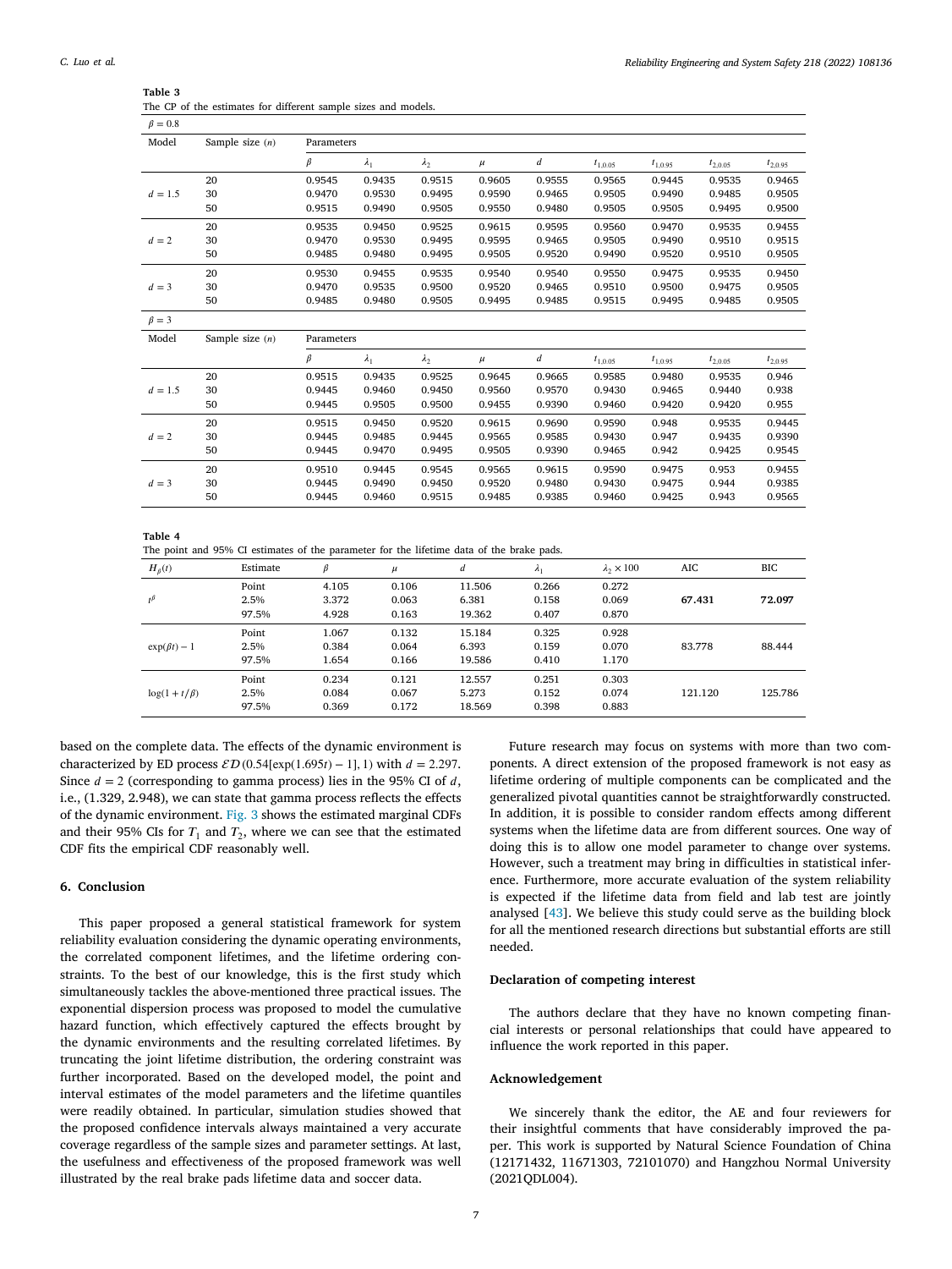**Table 3**
The CP of the estimates for different sample sizes and models.

| $\beta = 0.8$ | | | | | | | | | | |
|---|---|---|---|---|---|---|---|---|---|---|
| Model | Sample size ($n$) | Parameters | | | | | | | | |
| | | $\beta$ | $\lambda_1$ | $\lambda_2$ | $\mu$ | $d$ | $t_{1,0.05}$ | $t_{1,0.95}$ | $t_{2,0.05}$ | $t_{2,0.95}$ |
| $d = 1.5$ | 20 | 0.9545 | 0.9435 | 0.9515 | 0.9605 | 0.9555 | 0.9565 | 0.9445 | 0.9535 | 0.9465 |
| | 30 | 0.9470 | 0.9530 | 0.9495 | 0.9590 | 0.9465 | 0.9505 | 0.9490 | 0.9485 | 0.9505 |
| | 50 | 0.9515 | 0.9490 | 0.9505 | 0.9550 | 0.9480 | 0.9505 | 0.9505 | 0.9495 | 0.9500 |
| $d = 2$ | 20 | 0.9535 | 0.9450 | 0.9525 | 0.9615 | 0.9595 | 0.9560 | 0.9470 | 0.9535 | 0.9455 |
| | 30 | 0.9470 | 0.9530 | 0.9495 | 0.9595 | 0.9465 | 0.9505 | 0.9490 | 0.9510 | 0.9515 |
| | 50 | 0.9485 | 0.9480 | 0.9495 | 0.9505 | 0.9520 | 0.9490 | 0.9520 | 0.9510 | 0.9505 |
| $d = 3$ | 20 | 0.9530 | 0.9455 | 0.9535 | 0.9540 | 0.9540 | 0.9550 | 0.9475 | 0.9535 | 0.9450 |
| | 30 | 0.9470 | 0.9535 | 0.9500 | 0.9520 | 0.9465 | 0.9510 | 0.9500 | 0.9475 | 0.9505 |
| | 50 | 0.9485 | 0.9480 | 0.9505 | 0.9495 | 0.9485 | 0.9515 | 0.9495 | 0.9485 | 0.9505 |
| $\beta = 3$ | | | | | | | | | | |
| Model | Sample size ($n$) | Parameters | | | | | | | | |
| | | $\beta$ | $\lambda_1$ | $\lambda_2$ | $\mu$ | $d$ | $t_{1,0.05}$ | $t_{1,0.95}$ | $t_{2,0.05}$ | $t_{2,0.95}$ |
| $d = 1.5$ | 20 | 0.9515 | 0.9435 | 0.9525 | 0.9645 | 0.9665 | 0.9585 | 0.9480 | 0.9535 | 0.946 |
| | 30 | 0.9445 | 0.9460 | 0.9450 | 0.9560 | 0.9570 | 0.9430 | 0.9465 | 0.9440 | 0.938 |
| | 50 | 0.9445 | 0.9505 | 0.9500 | 0.9455 | 0.9390 | 0.9460 | 0.9420 | 0.9420 | 0.955 |
| $d = 2$ | 20 | 0.9515 | 0.9450 | 0.9520 | 0.9615 | 0.9690 | 0.9590 | 0.948 | 0.9535 | 0.9445 |
| | 30 | 0.9445 | 0.9485 | 0.9445 | 0.9565 | 0.9585 | 0.9430 | 0.947 | 0.9435 | 0.9390 |
| | 50 | 0.9445 | 0.9470 | 0.9495 | 0.9505 | 0.9390 | 0.9465 | 0.942 | 0.9425 | 0.9545 |
| $d = 3$ | 20 | 0.9510 | 0.9445 | 0.9545 | 0.9565 | 0.9615 | 0.9590 | 0.9475 | 0.953 | 0.9455 |
| | 30 | 0.9445 | 0.9490 | 0.9450 | 0.9520 | 0.9480 | 0.9430 | 0.9475 | 0.944 | 0.9385 |
| | 50 | 0.9445 | 0.9460 | 0.9515 | 0.9485 | 0.9385 | 0.9460 | 0.9425 | 0.943 | 0.9565 |

**Table 4**
The point and 95% CI estimates of the parameter for the lifetime data of the brake pads.

| $H_\beta(t)$ | Estimate | $\beta$ | $\mu$ | $d$ | $\lambda_1$ | $\lambda_2 \times 100$ | AIC | BIC |
|---|---|---|---|---|---|---|---|---|
| $t^\beta$ | Point | 4.105 | 0.106 | 11.506 | 0.266 | 0.272 | **67.431** | **72.097** |
| | 2.5% | 3.372 | 0.063 | 6.381 | 0.158 | 0.069 | | |
| | 97.5% | 4.928 | 0.163 | 19.362 | 0.407 | 0.870 | | |
| $\exp(\beta t) - 1$ | Point | 1.067 | 0.132 | 15.184 | 0.325 | 0.928 | 83.778 | 88.444 |
| | 2.5% | 0.384 | 0.064 | 6.393 | 0.159 | 0.070 | | |
| | 97.5% | 1.654 | 0.166 | 19.586 | 0.410 | 1.170 | | |
| $\log(1 + t/\beta)$ | Point | 0.234 | 0.121 | 12.557 | 0.251 | 0.303 | 121.120 | 125.786 |
| | 2.5% | 0.084 | 0.067 | 5.273 | 0.152 | 0.074 | | |
| | 97.5% | 0.369 | 0.172 | 18.569 | 0.398 | 0.883 | | |

based on the complete data. The effects of the dynamic environment is characterized by ED process $\mathcal{ED}(0.54[\exp(1.695t) - 1], 1)$ with $d = 2.297$. Since $d = 2$ (corresponding to gamma process) lies in the 95% CI of $d$, i.e., (1.329, 2.948), we can state that gamma process reflects the effects of the dynamic environment. Fig. 3 shows the estimated marginal CDFs and their 95% CIs for $T_1$ and $T_2$, where we can see that the estimated CDF fits the empirical CDF reasonably well.

## 6. Conclusion

This paper proposed a general statistical framework for system reliability evaluation considering the dynamic operating environments, the correlated component lifetimes, and the lifetime ordering constraints. To the best of our knowledge, this is the first study which simultaneously tackles the above-mentioned three practical issues. The exponential dispersion process was proposed to model the cumulative hazard function, which effectively captured the effects brought by the dynamic environments and the resulting correlated lifetimes. By truncating the joint lifetime distribution, the ordering constraint was further incorporated. Based on the developed model, the point and interval estimates of the model parameters and the lifetime quantiles were readily obtained. In particular, simulation studies showed that the proposed confidence intervals always maintained a very accurate coverage regardless of the sample sizes and parameter settings. At last, the usefulness and effectiveness of the proposed framework was well illustrated by the real brake pads lifetime data and soccer data.

Future research may focus on systems with more than two components. A direct extension of the proposed framework is not easy as lifetime ordering of multiple components can be complicated and the generalized pivotal quantities cannot be straightforwardly constructed. In addition, it is possible to consider random effects among different systems when the lifetime data are from different sources. One way of doing this is to allow one model parameter to change over systems. However, such a treatment may bring in difficulties in statistical inference. Furthermore, more accurate evaluation of the system reliability is expected if the lifetime data from field and lab test are jointly analysed [43]. We believe this study could serve as the building block for all the mentioned research directions but substantial efforts are still needed.

### Declaration of competing interest

The authors declare that they have no known competing financial interests or personal relationships that could have appeared to influence the work reported in this paper.

### Acknowledgement

We sincerely thank the editor, the AE and four reviewers for their insightful comments that have considerably improved the paper. This work is supported by Natural Science Foundation of China (12171432, 11671303, 72101070) and Hangzhou Normal University (2021QDL004).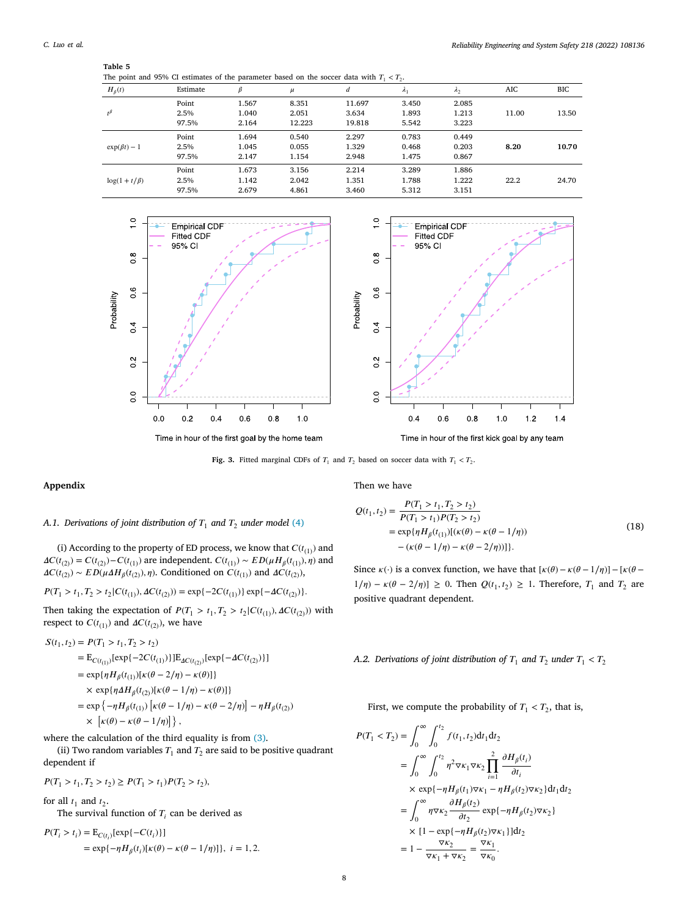**Table 5**
The point and 95% CI estimates of the parameter based on the soccer data with $T_1 < T_2$.

| $H_\beta(t)$ | Estimate | $\beta$ | $\mu$ | $d$ | $\lambda_1$ | $\lambda_2$ | AIC | BIC |
|---|---|---|---|---|---|---|---|---|
| | Point | 1.567 | 8.351 | 11.697 | 3.450 | 2.085 | | |
| $t^\beta$ | 2.5% | 1.040 | 2.051 | 3.634 | 1.893 | 1.213 | 11.00 | 13.50 |
| | 97.5% | 2.164 | 12.223 | 19.818 | 5.542 | 3.223 | | |
| | Point | 1.694 | 0.540 | 2.297 | 0.783 | 0.449 | | |
| $\exp(\beta t)-1$ | 2.5% | 1.045 | 0.055 | 1.329 | 0.468 | 0.203 | **8.20** | **10.70** |
| | 97.5% | 2.147 | 1.154 | 2.948 | 1.475 | 0.867 | | |
| | Point | 1.673 | 3.156 | 2.214 | 3.289 | 1.886 | | |
| $\log(1+t/\beta)$ | 2.5% | 1.142 | 2.042 | 1.351 | 1.788 | 1.222 | 22.2 | 24.70 |
| | 97.5% | 2.679 | 4.861 | 3.460 | 5.312 | 3.151 | | |

**Fig. 3.** Fitted marginal CDFs of $T_1$ and $T_2$ based on soccer data with $T_1 < T_2$.

## Appendix

### A.1. Derivations of joint distribution of $T_1$ and $T_2$ under model (4)

(i) According to the property of ED process, we know that $C(t_{(1)})$ and $\Delta C(t_{(2)}) = C(t_{(2)}) - C(t_{(1)})$ are independent. $C(t_{(1)}) \sim ED(\mu H_\beta(t_{(1)}), \eta)$ and $\Delta C(t_{(2)}) \sim ED(\mu \Delta H_\beta(t_{(2)}), \eta)$. Conditioned on $C(t_{(1)})$ and $\Delta C(t_{(2)})$,

$$P(T_1 > t_1, T_2 > t_2 | C(t_{(1)}), \Delta C(t_{(2)})) = \exp\{-2C(t_{(1)})\}\exp\{-\Delta C(t_{(2)})\}.$$

Then taking the expectation of $P(T_1 > t_1, T_2 > t_2 | C(t_{(1)}), \Delta C(t_{(2)}))$ with respect to $C(t_{(1)})$ and $\Delta C(t_{(2)})$, we have

$$\begin{aligned}
S(t_1,t_2) &= P(T_1 > t_1, T_2 > t_2) \\
&= \mathrm{E}_{C(t_{(1)})}[\exp\{-2C(t_{(1)})\}]\mathrm{E}_{\Delta C(t_{(2)})}[\exp\{-\Delta C(t_{(2)})\}] \\
&= \exp\{\eta H_\beta(t_{(1)})[\kappa(\theta - 2/\eta) - \kappa(\theta)]\} \\
&\quad \times \exp\{\eta \Delta H_\beta(t_{(2)})[\kappa(\theta - 1/\eta) - \kappa(\theta)]\} \\
&= \exp\left\{-\eta H_\beta(t_{(1)})\left[\kappa(\theta - 1/\eta) - \kappa(\theta - 2/\eta)\right] - \eta H_\beta(t_{(2)}) \right. \\
&\quad \left. \times \left[\kappa(\theta) - \kappa(\theta - 1/\eta)\right]\right\},
\end{aligned}$$

where the calculation of the third equality is from (3).

(ii) Two random variables $T_1$ and $T_2$ are said to be positive quadrant dependent if

$$P(T_1 > t_1, T_2 > t_2) \geq P(T_1 > t_1)P(T_2 > t_2),$$

for all $t_1$ and $t_2$.

The survival function of $T_i$ can be derived as

$$\begin{aligned}
P(T_i > t_i) &= \mathrm{E}_{C(t_i)}[\exp\{-C(t_i)\}] \\
&= \exp\{-\eta H_\beta(t_i)[\kappa(\theta) - \kappa(\theta - 1/\eta)]\}, \quad i = 1, 2.
\end{aligned}$$

Then we have

$$\begin{aligned}
Q(t_1,t_2) &= \frac{P(T_1 > t_1, T_2 > t_2)}{P(T_1 > t_1)P(T_2 > t_2)} \\
&= \exp\{\eta H_\beta(t_{(1)})[(\kappa(\theta) - \kappa(\theta - 1/\eta)) \\
&\quad - (\kappa(\theta - 1/\eta) - \kappa(\theta - 2/\eta))]\}.
\end{aligned} \tag{18}$$

Since $\kappa(\cdot)$ is a convex function, we have that $[\kappa(\theta) - \kappa(\theta - 1/\eta)] - [\kappa(\theta - 1/\eta) - \kappa(\theta - 2/\eta)] \geq 0$. Then $Q(t_1,t_2) \geq 1$. Therefore, $T_1$ and $T_2$ are positive quadrant dependent.

### A.2. Derivations of joint distribution of $T_1$ and $T_2$ under $T_1 < T_2$

First, we compute the probability of $T_1 < T_2$, that is,

$$\begin{aligned}
P(T_1 < T_2) &= \int_0^\infty \int_0^{t_2} f(t_1,t_2)\mathrm{d}t_1\mathrm{d}t_2 \\
&= \int_0^\infty \int_0^{t_2} \eta^2 \nabla\kappa_1 \nabla\kappa_2 \prod_{i=1}^2 \frac{\partial H_\beta(t_i)}{\partial t_i} \\
&\quad \times \exp\{-\eta H_\beta(t_1)\nabla\kappa_1 - \eta H_\beta(t_2)\nabla\kappa_2\}\mathrm{d}t_1\mathrm{d}t_2 \\
&= \int_0^\infty \eta \nabla\kappa_2 \frac{\partial H_\beta(t_2)}{\partial t_2} \exp\{-\eta H_\beta(t_2)\nabla\kappa_2\} \\
&\quad \times [1 - \exp\{-\eta H_\beta(t_2)\nabla\kappa_1\}]\mathrm{d}t_2 \\
&= 1 - \frac{\nabla\kappa_2}{\nabla\kappa_1 + \nabla\kappa_2} = \frac{\nabla\kappa_1}{\nabla\kappa_0}.
\end{aligned}$$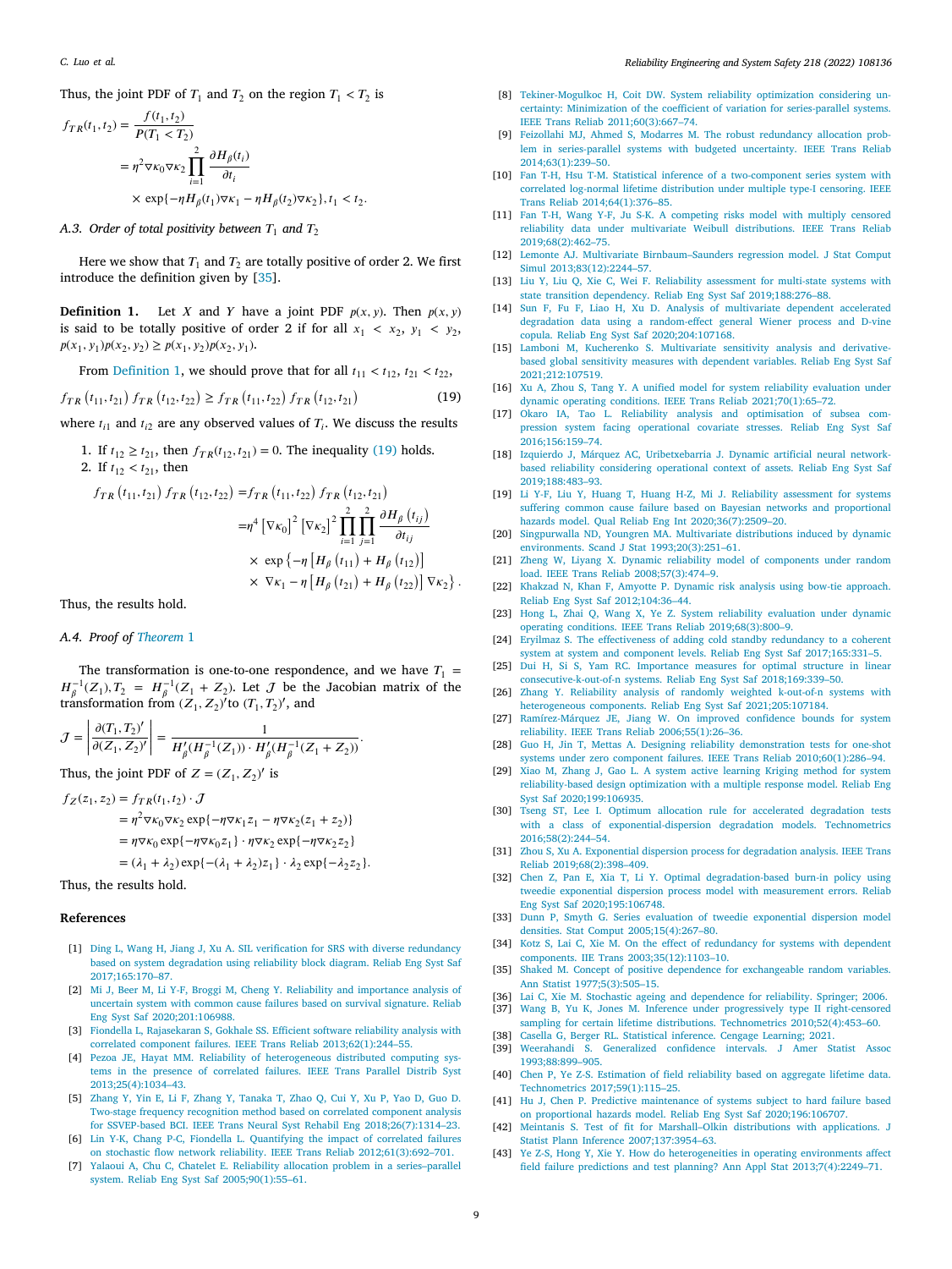Thus, the joint PDF of $T_1$ and $T_2$ on the region $T_1 < T_2$ is

$$
\begin{aligned}
f_{TR}(t_1, t_2) &= \frac{f(t_1, t_2)}{P(T_1 < T_2)} \\
&= \eta^2 \nabla\kappa_0 \nabla\kappa_2 \prod_{i=1}^{2} \frac{\partial H_\beta(t_i)}{\partial t_i} \\
&\quad \times \exp\{-\eta H_\beta(t_1)\nabla\kappa_1 - \eta H_\beta(t_2)\nabla\kappa_2\}, t_1 < t_2.
\end{aligned}
$$

### A.3. Order of total positivity between $T_1$ and $T_2$

Here we show that $T_1$ and $T_2$ are totally positive of order 2. We first introduce the definition given by [35].

**Definition 1.** Let $X$ and $Y$ have a joint PDF $p(x, y)$. Then $p(x, y)$ is said to be totally positive of order 2 if for all $x_1 < x_2$, $y_1 < y_2$, $p(x_1, y_1)p(x_2, y_2) \geq p(x_1, y_2)p(x_2, y_1)$.

From Definition 1, we should prove that for all $t_{11} < t_{12}$, $t_{21} < t_{22}$,

$$
f_{TR}(t_{11}, t_{21})\, f_{TR}(t_{12}, t_{22}) \geq f_{TR}(t_{11}, t_{22})\, f_{TR}(t_{12}, t_{21}) \tag{19}
$$

where $t_{i1}$ and $t_{i2}$ are any observed values of $T_i$. We discuss the results

1. If $t_{12} \geq t_{21}$, then $f_{TR}(t_{12}, t_{21}) = 0$. The inequality (19) holds.
2. If $t_{12} < t_{21}$, then

$$
\begin{aligned}
f_{TR}(t_{11}, t_{21})\, f_{TR}(t_{12}, t_{22}) &= f_{TR}(t_{11}, t_{22})\, f_{TR}(t_{12}, t_{21}) \\
&= \eta^4 [\nabla\kappa_0]^2 [\nabla\kappa_2]^2 \prod_{i=1}^{2}\prod_{j=1}^{2} \frac{\partial H_\beta(t_{ij})}{\partial t_{ij}} \\
&\quad \times \exp\{-\eta [H_\beta(t_{11}) + H_\beta(t_{12})] \\
&\quad \times \nabla\kappa_1 - \eta [H_\beta(t_{21}) + H_\beta(t_{22})] \nabla\kappa_2\}.
\end{aligned}
$$

Thus, the results hold.

### A.4. Proof of Theorem 1

The transformation is one-to-one respondence, and we have $T_1 = H_\beta^{-1}(Z_1), T_2 = H_\beta^{-1}(Z_1 + Z_2)$. Let $\mathcal{J}$ be the Jacobian matrix of the transformation from $(Z_1, Z_2)'$ to $(T_1, T_2)'$, and

$$
\mathcal{J} = \left| \frac{\partial(T_1, T_2)'}{\partial(Z_1, Z_2)'} \right| = \frac{1}{H_\beta'(H_\beta^{-1}(Z_1)) \cdot H_\beta'(H_\beta^{-1}(Z_1 + Z_2))}.
$$

Thus, the joint PDF of $Z = (Z_1, Z_2)'$ is

$$
\begin{aligned}
f_Z(z_1, z_2) &= f_{TR}(t_1, t_2) \cdot \mathcal{J} \\
&= \eta^2 \nabla\kappa_0 \nabla\kappa_2 \exp\{-\eta\nabla\kappa_1 z_1 - \eta\nabla\kappa_2(z_1 + z_2)\} \\
&= \eta\nabla\kappa_0 \exp\{-\eta\nabla\kappa_0 z_1\} \cdot \eta\nabla\kappa_2 \exp\{-\eta\nabla\kappa_2 z_2\} \\
&= (\lambda_1 + \lambda_2)\exp\{-(\lambda_1 + \lambda_2)z_1\} \cdot \lambda_2 \exp\{-\lambda_2 z_2\}.
\end{aligned}
$$

Thus, the results hold.

## References

[1] Ding L, Wang H, Jiang J, Xu A. SIL verification for SRS with diverse redundancy based on system degradation using reliability block diagram. Reliab Eng Syst Saf 2017;165:170–87.

[2] Mi J, Beer M, Li Y-F, Broggi M, Cheng Y. Reliability and importance analysis of uncertain system with common cause failures based on survival signature. Reliab Eng Syst Saf 2020;201:106988.

[3] Fiondella L, Rajasekaran S, Gokhale SS. Efficient software reliability analysis with correlated component failures. IEEE Trans Reliab 2013;62(1):244–55.

[4] Pezoa JE, Hayat MM. Reliability of heterogeneous distributed computing systems in the presence of correlated failures. IEEE Trans Parallel Distrib Syst 2013;25(4):1034–43.

[5] Zhang Y, Yin E, Li F, Zhang Y, Tanaka T, Zhao Q, Cui Y, Xu P, Yao D, Guo D. Two-stage frequency recognition method based on correlated component analysis for SSVEP-based BCI. IEEE Trans Neural Syst Rehabil Eng 2018;26(7):1314–23.

[6] Lin Y-K, Chang P-C, Fiondella L. Quantifying the impact of correlated failures on stochastic flow network reliability. IEEE Trans Reliab 2012;61(3):692–701.

[7] Yalaoui A, Chu C, Chatelet E. Reliability allocation problem in a series–parallel system. Reliab Eng Syst Saf 2005;90(1):55–61.

[8] Tekiner-Mogulkoc H, Coit DW. System reliability optimization considering uncertainty: Minimization of the coefficient of variation for series-parallel systems. IEEE Trans Reliab 2011;60(3):667–74.

[9] Feizollahi MJ, Ahmed S, Modarres M. The robust redundancy allocation problem in series-parallel systems with budgeted uncertainty. IEEE Trans Reliab 2014;63(1):239–50.

[10] Fan T-H, Hsu T-M. Statistical inference of a two-component series system with correlated log-normal lifetime distribution under multiple type-I censoring. IEEE Trans Reliab 2014;64(1):376–85.

[11] Fan T-H, Wang Y-F, Ju S-K. A competing risks model with multiply censored reliability data under multivariate Weibull distributions. IEEE Trans Reliab 2019;68(2):462–75.

[12] Lemonte AJ. Multivariate Birnbaum–Saunders regression model. J Stat Comput Simul 2013;83(12):2244–57.

[13] Liu Y, Liu Q, Xie C, Wei F. Reliability assessment for multi-state systems with state transition dependency. Reliab Eng Syst Saf 2019;188:276–88.

[14] Sun F, Fu F, Liao H, Xu D. Analysis of multivariate dependent accelerated degradation data using a random-effect general Wiener process and D-vine copula. Reliab Eng Syst Saf 2020;204:107168.

[15] Lamboni M, Kucherenko S. Multivariate sensitivity analysis and derivative-based global sensitivity measures with dependent variables. Reliab Eng Syst Saf 2021;212:107519.

[16] Xu A, Zhou S, Tang Y. A unified model for system reliability evaluation under dynamic operating conditions. IEEE Trans Reliab 2021;70(1):65–72.

[17] Okaro IA, Tao L. Reliability analysis and optimisation of subsea compression system facing operational covariate stresses. Reliab Eng Syst Saf 2016;156:159–74.

[18] Izquierdo J, Márquez AC, Uribetxebarria J. Dynamic artificial neural network-based reliability considering operational context of assets. Reliab Eng Syst Saf 2019;188:483–93.

[19] Li Y-F, Liu Y, Huang T, Huang H-Z, Mi J. Reliability assessment for systems suffering common cause failure based on Bayesian networks and proportional hazards model. Qual Reliab Eng Int 2020;36(7):2509–20.

[20] Singpurwalla ND, Youngren MA. Multivariate distributions induced by dynamic environments. Scand J Stat 1993;20(3):251–61.

[21] Zheng W, Liyang X. Dynamic reliability model of components under random load. IEEE Trans Reliab 2008;57(3):474–9.

[22] Khakzad N, Khan F, Amyotte P. Dynamic risk analysis using bow-tie approach. Reliab Eng Syst Saf 2012;104:36–44.

[23] Hong L, Zhai Q, Wang X, Ye Z. System reliability evaluation under dynamic operating conditions. IEEE Trans Reliab 2019;68(3):800–9.

[24] Eryilmaz S. The effectiveness of adding cold standby redundancy to a coherent system at system and component levels. Reliab Eng Syst Saf 2017;165:331–5.

[25] Dui H, Si S, Yam RC. Importance measures for optimal structure in linear consecutive-k-out-of-n systems. Reliab Eng Syst Saf 2018;169:339–50.

[26] Zhang Y. Reliability analysis of randomly weighted k-out-of-n systems with heterogeneous components. Reliab Eng Syst Saf 2021;205:107184.

[27] Ramírez-Márquez JE, Jiang W. On improved confidence bounds for system reliability. IEEE Trans Reliab 2006;55(1):26–36.

[28] Guo H, Jin T, Mettas A. Designing reliability demonstration tests for one-shot systems under zero component failures. IEEE Trans Reliab 2010;60(1):286–94.

[29] Xiao M, Zhang J, Gao L. A system active learning Kriging method for system reliability-based design optimization with a multiple response model. Reliab Eng Syst Saf 2020;199:106935.

[30] Tseng ST, Lee I. Optimum allocation rule for accelerated degradation tests with a class of exponential-dispersion degradation models. Technometrics 2016;58(2):244–54.

[31] Zhou S, Xu A. Exponential dispersion process for degradation analysis. IEEE Trans Reliab 2019;68(2):398–409.

[32] Chen Z, Pan E, Xia T, Li Y. Optimal degradation-based burn-in policy using tweedie exponential dispersion process model with measurement errors. Reliab Eng Syst Saf 2020;195:106748.

[33] Dunn P, Smyth G. Series evaluation of tweedie exponential dispersion model densities. Stat Comput 2005;15(4):267–80.

[34] Kotz S, Lai C, Xie M. On the effect of redundancy for systems with dependent components. IIE Trans 2003;35(12):1103–10.

[35] Shaked M. Concept of positive dependence for exchangeable random variables. Ann Statist 1977;5(3):505–15.

[36] Lai C, Xie M. Stochastic ageing and dependence for reliability. Springer; 2006.

[37] Wang B, Yu K, Jones M. Inference under progressively type II right-censored sampling for certain lifetime distributions. Technometrics 2010;52(4):453–60.

[38] Casella G, Berger RL. Statistical inference. Cengage Learning; 2021.

[39] Weerahandi S. Generalized confidence intervals. J Amer Statist Assoc 1993;88:899–905.

[40] Chen P, Ye Z-S. Estimation of field reliability based on aggregate lifetime data. Technometrics 2017;59(1):115–25.

[41] Hu J, Chen P. Predictive maintenance of systems subject to hard failure based on proportional hazards model. Reliab Eng Syst Saf 2020;196:106707.

[42] Meintanis S. Test of fit for Marshall–Olkin distributions with applications. J Statist Plann Inference 2007;137:3954–63.

[43] Ye Z-S, Hong Y, Xie Y. How do heterogeneities in operating environments affect field failure predictions and test planning? Ann Appl Stat 2013;7(4):2249–71.